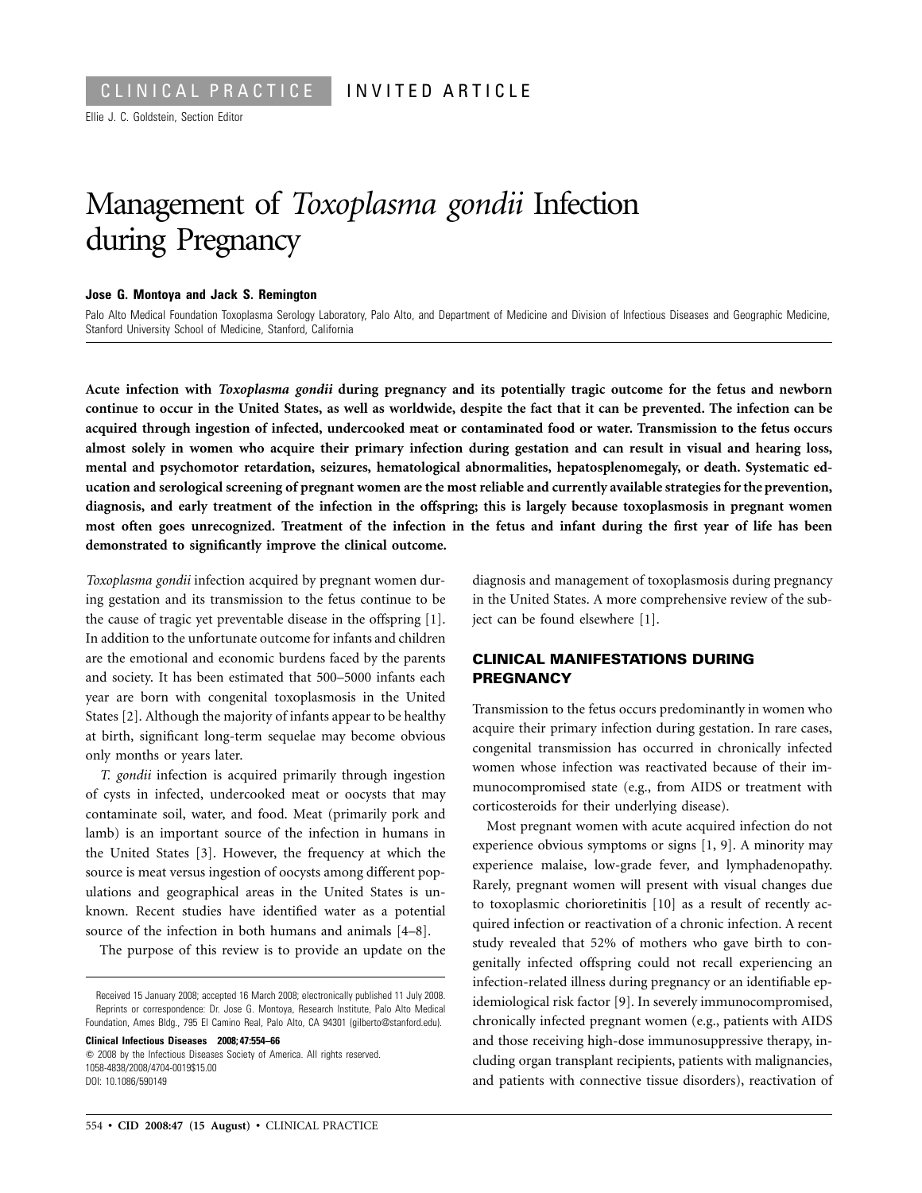CLINICAL PRACTICE INVITED ARTICLE

Ellie J. C. Goldstein, Section Editor

# Management of *Toxoplasma gondii* Infection during Pregnancy

**Jose G. Montoya and Jack S. Remington**

Palo Alto Medical Foundation Toxoplasma Serology Laboratory, Palo Alto, and Department of Medicine and Division of Infectious Diseases and Geographic Medicine, Stanford University School of Medicine, Stanford, California

**Acute infection with *Toxoplasma gondii* during pregnancy and its potentially tragic outcome for the fetus and newborn continue to occur in the United States, as well as worldwide, despite the fact that it can be prevented. The infection can be acquired through ingestion of infected, undercooked meat or contaminated food or water. Transmission to the fetus occurs almost solely in women who acquire their primary infection during gestation and can result in visual and hearing loss, mental and psychomotor retardation, seizures, hematological abnormalities, hepatosplenomegaly, or death. Systematic education and serological screening of pregnant women are the most reliable and currently available strategies for the prevention, diagnosis, and early treatment of the infection in the offspring; this is largely because toxoplasmosis in pregnant women most often goes unrecognized. Treatment of the infection in the fetus and infant during the first year of life has been demonstrated to significantly improve the clinical outcome.**

*Toxoplasma gondii* infection acquired by pregnant women during gestation and its transmission to the fetus continue to be the cause of tragic yet preventable disease in the offspring [1]. In addition to the unfortunate outcome for infants and children are the emotional and economic burdens faced by the parents and society. It has been estimated that 500–5000 infants each year are born with congenital toxoplasmosis in the United States [2]. Although the majority of infants appear to be healthy at birth, significant long-term sequelae may become obvious only months or years later.

*T. gondii* infection is acquired primarily through ingestion of cysts in infected, undercooked meat or oocysts that may contaminate soil, water, and food. Meat (primarily pork and lamb) is an important source of the infection in humans in the United States [3]. However, the frequency at which the source is meat versus ingestion of oocysts among different populations and geographical areas in the United States is unknown. Recent studies have identified water as a potential source of the infection in both humans and animals [4–8].

The purpose of this review is to provide an update on the diagnosis and management of toxoplasmosis during pregnancy in the United States. A more comprehensive review of the subject can be found elsewhere [1].

## CLINICAL MANIFESTATIONS DURING PREGNANCY

Transmission to the fetus occurs predominantly in women who acquire their primary infection during gestation. In rare cases, congenital transmission has occurred in chronically infected women whose infection was reactivated because of their immunocompromised state (e.g., from AIDS or treatment with corticosteroids for their underlying disease).

Most pregnant women with acute acquired infection do not experience obvious symptoms or signs [1, 9]. A minority may experience malaise, low-grade fever, and lymphadenopathy. Rarely, pregnant women will present with visual changes due to toxoplasmic chorioretinitis [10] as a result of recently acquired infection or reactivation of a chronic infection. A recent study revealed that 52% of mothers who gave birth to congenitally infected offspring could not recall experiencing an infection-related illness during pregnancy or an identifiable epidemiological risk factor [9]. In severely immunocompromised, chronically infected pregnant women (e.g., patients with AIDS and those receiving high-dose immunosuppressive therapy, including organ transplant recipients, patients with malignancies, and patients with connective tissue disorders), reactivation of

---

Received 15 January 2008; accepted 16 March 2008; electronically published 11 July 2008.
Reprints or correspondence: Dr. Jose G. Montoya, Research Institute, Palo Alto Medical Foundation, Ames Bldg., 795 El Camino Real, Palo Alto, CA 94301 (gilberto@stanford.edu).

**Clinical Infectious Diseases 2008; 47:554–66**
© 2008 by the Infectious Diseases Society of America. All rights reserved.
1058-4838/2008/4704-0019$15.00
DOI: 10.1086/590149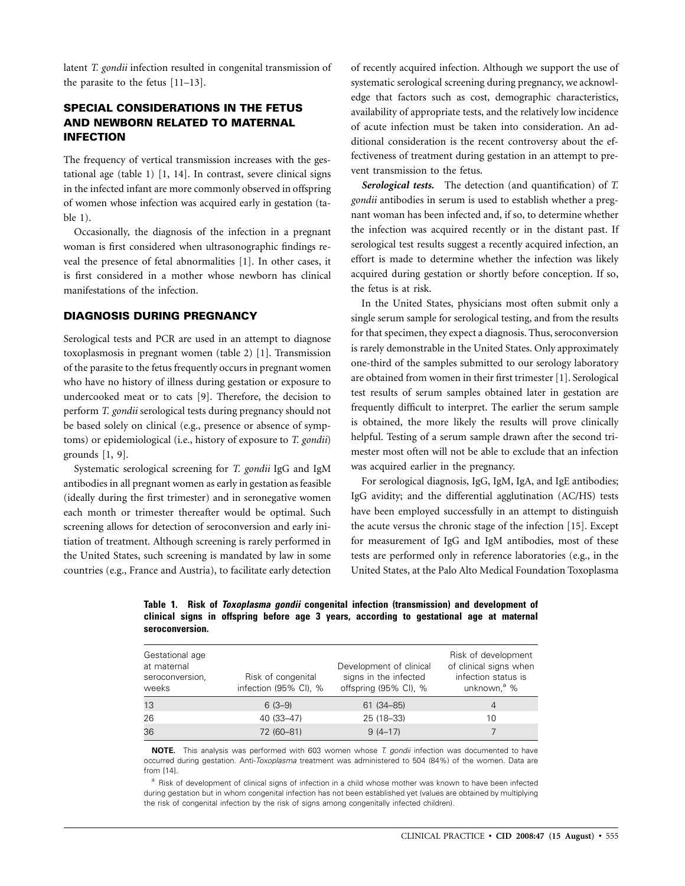latent *T. gondii* infection resulted in congenital transmission of the parasite to the fetus [11–13].

## SPECIAL CONSIDERATIONS IN THE FETUS AND NEWBORN RELATED TO MATERNAL INFECTION

The frequency of vertical transmission increases with the gestational age (table 1) [1, 14]. In contrast, severe clinical signs in the infected infant are more commonly observed in offspring of women whose infection was acquired early in gestation (table 1).

Occasionally, the diagnosis of the infection in a pregnant woman is first considered when ultrasonographic findings reveal the presence of fetal abnormalities [1]. In other cases, it is first considered in a mother whose newborn has clinical manifestations of the infection.

## DIAGNOSIS DURING PREGNANCY

Serological tests and PCR are used in an attempt to diagnose toxoplasmosis in pregnant women (table 2) [1]. Transmission of the parasite to the fetus frequently occurs in pregnant women who have no history of illness during gestation or exposure to undercooked meat or to cats [9]. Therefore, the decision to perform *T. gondii* serological tests during pregnancy should not be based solely on clinical (e.g., presence or absence of symptoms) or epidemiological (i.e., history of exposure to *T. gondii*) grounds [1, 9].

Systematic serological screening for *T. gondii* IgG and IgM antibodies in all pregnant women as early in gestation as feasible (ideally during the first trimester) and in seronegative women each month or trimester thereafter would be optimal. Such screening allows for detection of seroconversion and early initiation of treatment. Although screening is rarely performed in the United States, such screening is mandated by law in some countries (e.g., France and Austria), to facilitate early detection of recently acquired infection. Although we support the use of systematic serological screening during pregnancy, we acknowledge that factors such as cost, demographic characteristics, availability of appropriate tests, and the relatively low incidence of acute infection must be taken into consideration. An additional consideration is the recent controversy about the effectiveness of treatment during gestation in an attempt to prevent transmission to the fetus.

***Serological tests.*** The detection (and quantification) of *T. gondii* antibodies in serum is used to establish whether a pregnant woman has been infected and, if so, to determine whether the infection was acquired recently or in the distant past. If serological test results suggest a recently acquired infection, an effort is made to determine whether the infection was likely acquired during gestation or shortly before conception. If so, the fetus is at risk.

In the United States, physicians most often submit only a single serum sample for serological testing, and from the results for that specimen, they expect a diagnosis. Thus, seroconversion is rarely demonstrable in the United States. Only approximately one-third of the samples submitted to our serology laboratory are obtained from women in their first trimester [1]. Serological test results of serum samples obtained later in gestation are frequently difficult to interpret. The earlier the serum sample is obtained, the more likely the results will prove clinically helpful. Testing of a serum sample drawn after the second trimester most often will not be able to exclude that an infection was acquired earlier in the pregnancy.

For serological diagnosis, IgG, IgM, IgA, and IgE antibodies; IgG avidity; and the differential agglutination (AC/HS) tests have been employed successfully in an attempt to distinguish the acute versus the chronic stage of the infection [15]. Except for measurement of IgG and IgM antibodies, most of these tests are performed only in reference laboratories (e.g., in the United States, at the Palo Alto Medical Foundation Toxoplasma

**Table 1. Risk of *Toxoplasma gondii* congenital infection (transmission) and development of clinical signs in offspring before age 3 years, according to gestational age at maternal seroconversion.**

| Gestational age at maternal seroconversion, weeks | Risk of congenital infection (95% CI), % | Development of clinical signs in the infected offspring (95% CI), % | Risk of development of clinical signs when infection status is unknown,[a] % |
|---|---|---|---|
| 13 | 6 (3–9) | 61 (34–85) | 4 |
| 26 | 40 (33–47) | 25 (18–33) | 10 |
| 36 | 72 (60–81) | 9 (4–17) | 7 |

**NOTE.** This analysis was performed with 603 women whose *T. gondii* infection was documented to have occurred during gestation. Anti-*Toxoplasma* treatment was administered to 504 (84%) of the women. Data are from [14].

[a] Risk of development of clinical signs of infection in a child whose mother was known to have been infected during gestation but in whom congenital infection has not been established yet (values are obtained by multiplying the risk of congenital infection by the risk of signs among congenitally infected children).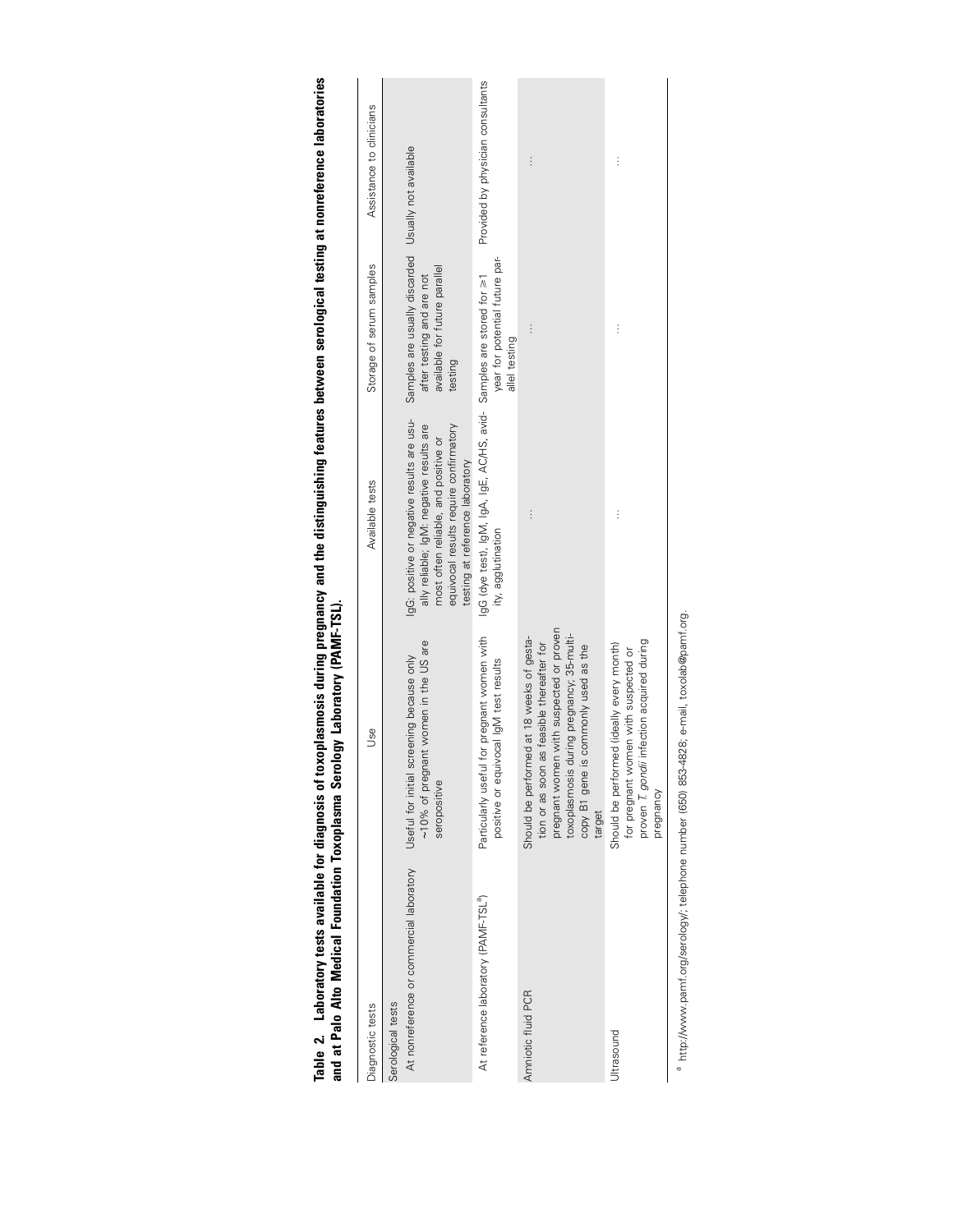**Table 2. Laboratory tests available for diagnosis of toxoplasmosis during pregnancy and the distinguishing features between serological testing at nonreference laboratories and at Palo Alto Medical Foundation Toxoplasma Serology Laboratory (PAMF-TSL).**

| Diagnostic tests | Use | Available tests | Storage of serum samples | Assistance to clinicians |
|---|---|---|---|---|
| Serological tests | | | | |
| At nonreference or commercial laboratory | Useful for initial screening because only ~10% of pregnant women in the US are seropositive | IgG: positive or negative results are usually reliable; IgM: negative results are most often reliable, and positive or equivocal results require confirmatory testing at reference laboratory | Samples are usually discarded after testing and are not available for future parallel testing | Usually not available |
| At reference laboratory (PAMF-TSL[a]) | Particularly useful for pregnant women with positive or equivocal IgM test results | IgG (dye test), IgM, IgA, IgE, AC/HS, avidity, agglutination | Samples are stored for ≥1 year for potential future parallel testing | Provided by physician consultants |
| Amniotic fluid PCR | Should be performed at 18 weeks of gestation or as soon as feasible thereafter for pregnant women with suspected or proven toxoplasmosis during pregnancy; 35-multicopy B1 gene is commonly used as the target | ... | ... | ... |
| Ultrasound | Should be performed (ideally every month) for pregnant women with suspected or proven *T. gondii* infection acquired during pregnancy | ... | ... | ... |

[a] http://www.pamf.org/serology/; telephone number (650) 853-4828; e-mail, toxolab@pamf.org.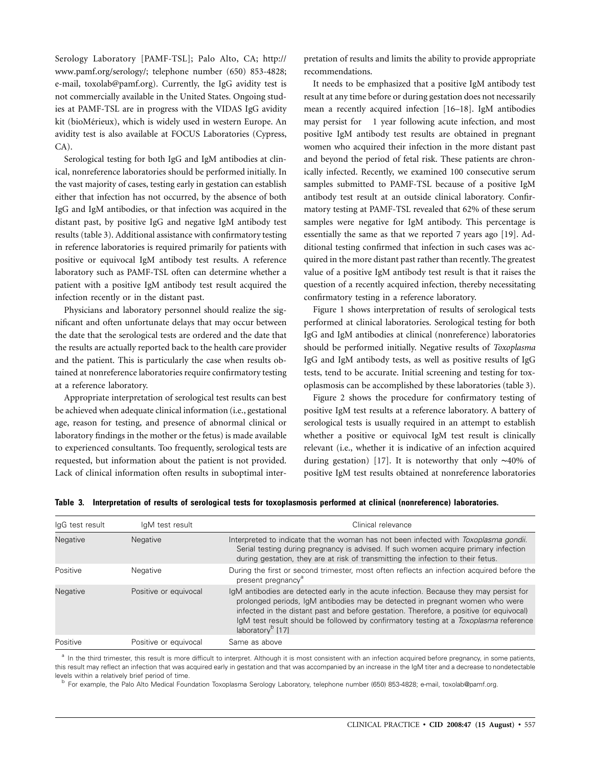Serology Laboratory [PAMF-TSL]; Palo Alto, CA; http://www.pamf.org/serology/; telephone number (650) 853-4828; e-mail, toxolab@pamf.org). Currently, the IgG avidity test is not commercially available in the United States. Ongoing studies at PAMF-TSL are in progress with the VIDAS IgG avidity kit (bioMérieux), which is widely used in western Europe. An avidity test is also available at FOCUS Laboratories (Cypress, CA).

Serological testing for both IgG and IgM antibodies at clinical, nonreference laboratories should be performed initially. In the vast majority of cases, testing early in gestation can establish either that infection has not occurred, by the absence of both IgG and IgM antibodies, or that infection was acquired in the distant past, by positive IgG and negative IgM antibody test results (table 3). Additional assistance with confirmatory testing in reference laboratories is required primarily for patients with positive or equivocal IgM antibody test results. A reference laboratory such as PAMF-TSL often can determine whether a patient with a positive IgM antibody test result acquired the infection recently or in the distant past.

Physicians and laboratory personnel should realize the significant and often unfortunate delays that may occur between the date that the serological tests are ordered and the date that the results are actually reported back to the health care provider and the patient. This is particularly the case when results obtained at nonreference laboratories require confirmatory testing at a reference laboratory.

Appropriate interpretation of serological test results can best be achieved when adequate clinical information (i.e., gestational age, reason for testing, and presence of abnormal clinical or laboratory findings in the mother or the fetus) is made available to experienced consultants. Too frequently, serological tests are requested, but information about the patient is not provided. Lack of clinical information often results in suboptimal interpretation of results and limits the ability to provide appropriate recommendations.

It needs to be emphasized that a positive IgM antibody test result at any time before or during gestation does not necessarily mean a recently acquired infection [16–18]. IgM antibodies may persist for 1 year following acute infection, and most positive IgM antibody test results are obtained in pregnant women who acquired their infection in the more distant past and beyond the period of fetal risk. These patients are chronically infected. Recently, we examined 100 consecutive serum samples submitted to PAMF-TSL because of a positive IgM antibody test result at an outside clinical laboratory. Confirmatory testing at PAMF-TSL revealed that 62% of these serum samples were negative for IgM antibody. This percentage is essentially the same as that we reported 7 years ago [19]. Additional testing confirmed that infection in such cases was acquired in the more distant past rather than recently. The greatest value of a positive IgM antibody test result is that it raises the question of a recently acquired infection, thereby necessitating confirmatory testing in a reference laboratory.

Figure 1 shows interpretation of results of serological tests performed at clinical laboratories. Serological testing for both IgG and IgM antibodies at clinical (nonreference) laboratories should be performed initially. Negative results of *Toxoplasma* IgG and IgM antibody tests, as well as positive results of IgG tests, tend to be accurate. Initial screening and testing for toxoplasmosis can be accomplished by these laboratories (table 3).

Figure 2 shows the procedure for confirmatory testing of positive IgM test results at a reference laboratory. A battery of serological tests is usually required in an attempt to establish whether a positive or equivocal IgM test result is clinically relevant (i.e., whether it is indicative of an infection acquired during gestation) [17]. It is noteworthy that only ∼40% of positive IgM test results obtained at nonreference laboratories

**Table 3. Interpretation of results of serological tests for toxoplasmosis performed at clinical (nonreference) laboratories.**

| IgG test result | IgM test result | Clinical relevance |
|---|---|---|
| Negative | Negative | Interpreted to indicate that the woman has not been infected with *Toxoplasma gondii.* Serial testing during pregnancy is advised. If such women acquire primary infection during gestation, they are at risk of transmitting the infection to their fetus. |
| Positive | Negative | During the first or second trimester, most often reflects an infection acquired before the present pregnancy[a] |
| Negative | Positive or equivocal | IgM antibodies are detected early in the acute infection. Because they may persist for prolonged periods, IgM antibodies may be detected in pregnant women who were infected in the distant past and before gestation. Therefore, a positive (or equivocal) IgM test result should be followed by confirmatory testing at a *Toxoplasma* reference laboratory[b] [17] |
| Positive | Positive or equivocal | Same as above |

[a] In the third trimester, this result is more difficult to interpret. Although it is most consistent with an infection acquired before pregnancy, in some patients, this result may reflect an infection that was acquired early in gestation and that was accompanied by an increase in the IgM titer and a decrease to nondetectable levels within a relatively brief period of time.

[b] For example, the Palo Alto Medical Foundation Toxoplasma Serology Laboratory, telephone number (650) 853-4828; e-mail, toxolab@pamf.org.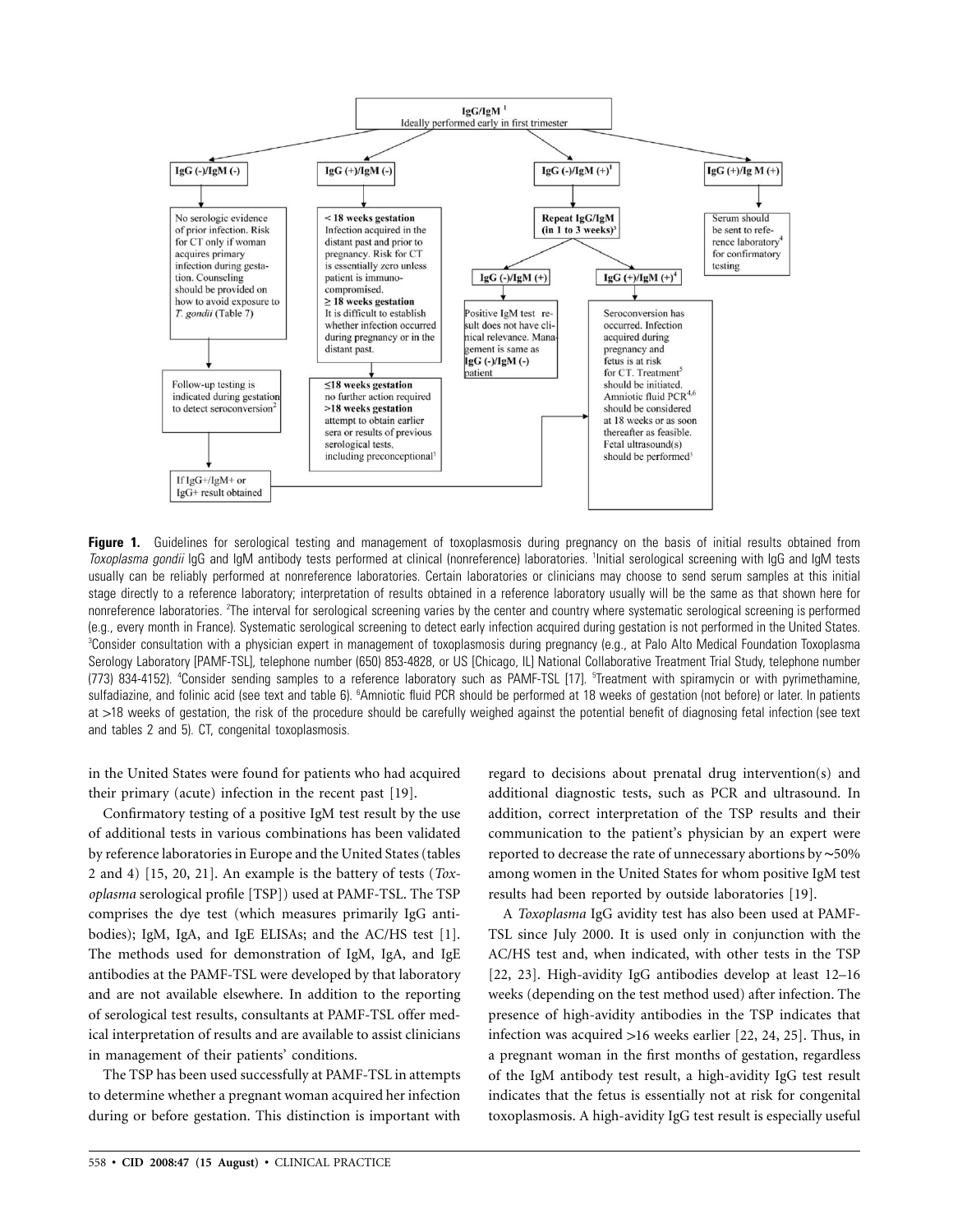IgG/IgM [1]
Ideally performed early in first trimester

- **IgG (-)/IgM (-)**
  - No serologic evidence of prior infection. Risk for CT only if woman acquires primary infection during gestation. Counseling should be provided on how to avoid exposure to *T. gondii* (Table 7)
  - Follow-up testing is indicated during gestation to detect seroconversion[2]
  - If IgG+/IgM+ or IgG+ result obtained
- **IgG (+)/IgM (-)**
  - **< 18 weeks gestation** Infection acquired in the distant past and prior to pregnancy. Risk for CT is essentially zero unless patient is immunocompromised. **≥ 18 weeks gestation** It is difficult to establish whether infection occurred during pregnancy or in the distant past.
  - **≤18 weeks gestation** no further action required **>18 weeks gestation** attempt to obtain earlier sera or results of previous serological tests, including preconceptional[3]
- **IgG (-)/IgM (+)[1]**
  - **Repeat IgG/IgM (in 1 to 3 weeks)[3]**
    - **IgG (-)/IgM (+)**: Positive IgM test result does not have clinical relevance. Management is same as **IgG (-)/IgM (-)** patient
    - **IgG (+)/IgM (+)[4]**: Seroconversion has occurred. Infection acquired during pregnancy and fetus is at risk for CT. Treatment[5] should be initiated. Amniotic fluid PCR[4,6] should be considered at 18 weeks or as soon thereafter as feasible. Fetal ultrasound(s) should be performed[3]
- **IgG (+)/Ig M (+)**
  - Serum should be sent to reference laboratory[4] for confirmatory testing

**Figure 1.** Guidelines for serological testing and management of toxoplasmosis during pregnancy on the basis of initial results obtained from *Toxoplasma gondii* IgG and IgM antibody tests performed at clinical (nonreference) laboratories. [1]Initial serological screening with IgG and IgM tests usually can be reliably performed at nonreference laboratories. Certain laboratories or clinicians may choose to send serum samples at this initial stage directly to a reference laboratory; interpretation of results obtained in a reference laboratory usually will be the same as that shown here for nonreference laboratories. [2]The interval for serological screening varies by the center and country where systematic serological screening is performed (e.g., every month in France). Systematic serological screening to detect early infection acquired during gestation is not performed in the United States. [3]Consider consultation with a physician expert in management of toxoplasmosis during pregnancy (e.g., at Palo Alto Medical Foundation Toxoplasma Serology Laboratory [PAMF-TSL], telephone number (650) 853-4828, or US [Chicago, IL] National Collaborative Treatment Trial Study, telephone number (773) 834-4152). [4]Consider sending samples to a reference laboratory such as PAMF-TSL [17]. [5]Treatment with spiramycin or with pyrimethamine, sulfadiazine, and folinic acid (see text and table 6). [6]Amniotic fluid PCR should be performed at 18 weeks of gestation (not before) or later. In patients at >18 weeks of gestation, the risk of the procedure should be carefully weighed against the potential benefit of diagnosing fetal infection (see text and tables 2 and 5). CT, congenital toxoplasmosis.

in the United States were found for patients who had acquired their primary (acute) infection in the recent past [19].

Confirmatory testing of a positive IgM test result by the use of additional tests in various combinations has been validated by reference laboratories in Europe and the United States (tables 2 and 4) [15, 20, 21]. An example is the battery of tests (*Toxoplasma* serological profile [TSP]) used at PAMF-TSL. The TSP comprises the dye test (which measures primarily IgG antibodies); IgM, IgA, and IgE ELISAs; and the AC/HS test [1]. The methods used for demonstration of IgM, IgA, and IgE antibodies at the PAMF-TSL were developed by that laboratory and are not available elsewhere. In addition to the reporting of serological test results, consultants at PAMF-TSL offer medical interpretation of results and are available to assist clinicians in management of their patients' conditions.

The TSP has been used successfully at PAMF-TSL in attempts to determine whether a pregnant woman acquired her infection during or before gestation. This distinction is important with regard to decisions about prenatal drug intervention(s) and additional diagnostic tests, such as PCR and ultrasound. In addition, correct interpretation of the TSP results and their communication to the patient's physician by an expert were reported to decrease the rate of unnecessary abortions by ~50% among women in the United States for whom positive IgM test results had been reported by outside laboratories [19].

A *Toxoplasma* IgG avidity test has also been used at PAMF-TSL since July 2000. It is used only in conjunction with the AC/HS test and, when indicated, with other tests in the TSP [22, 23]. High-avidity IgG antibodies develop at least 12–16 weeks (depending on the test method used) after infection. The presence of high-avidity antibodies in the TSP indicates that infection was acquired >16 weeks earlier [22, 24, 25]. Thus, in a pregnant woman in the first months of gestation, regardless of the IgM antibody test result, a high-avidity IgG test result indicates that the fetus is essentially not at risk for congenital toxoplasmosis. A high-avidity IgG test result is especially useful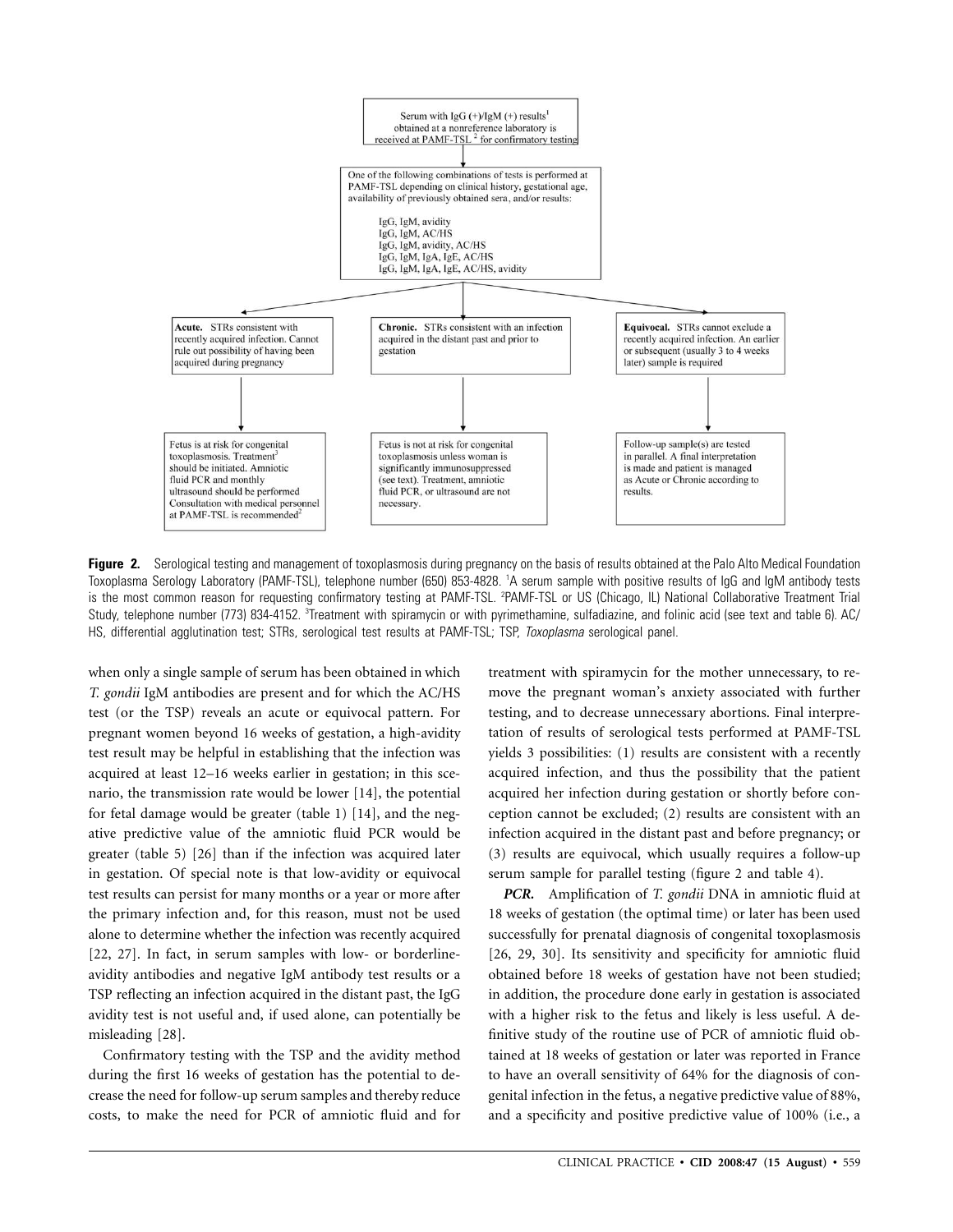Serum with IgG (+)/IgM (+) results[1] obtained at a nonreference laboratory is received at PAMF-TSL [2] for confirmatory testing

↓

One of the following combinations of tests is performed at PAMF-TSL depending on clinical history, gestational age, availability of previously obtained sera, and/or results:

- IgG, IgM, avidity
- IgG, IgM, AC/HS
- IgG, IgM, avidity, AC/HS
- IgG, IgM, IgA, IgE, AC/HS
- IgG, IgM, IgA, IgE, AC/HS, avidity

↓

| Acute | Chronic | Equivocal |
|---|---|---|
| **Acute.** STRs consistent with recently acquired infection. Cannot rule out possibility of having been acquired during pregnancy | **Chronic.** STRs consistent with an infection acquired in the distant past and prior to gestation | **Equivocal.** STRs cannot exclude a recently acquired infection. An earlier or subsequent (usually 3 to 4 weeks later) sample is required |
| Fetus is at risk for congenital toxoplasmosis. Treatment[3] should be initiated. Amniotic fluid PCR and monthly ultrasound should be performed Consultation with medical personnel at PAMF-TSL is recommended[2] | Fetus is not at risk for congenital toxoplasmosis unless woman is significantly immunosuppressed (see text). Treatment, amniotic fluid PCR, or ultrasound are not necessary. | Follow-up sample(s) are tested in parallel. A final interpretation is made and patient is managed as Acute or Chronic according to results. |

**Figure 2.** Serological testing and management of toxoplasmosis during pregnancy on the basis of results obtained at the Palo Alto Medical Foundation Toxoplasma Serology Laboratory (PAMF-TSL), telephone number (650) 853-4828. [1]A serum sample with positive results of IgG and IgM antibody tests is the most common reason for requesting confirmatory testing at PAMF-TSL. [2]PAMF-TSL or US (Chicago, IL) National Collaborative Treatment Trial Study, telephone number (773) 834-4152. [3]Treatment with spiramycin or with pyrimethamine, sulfadiazine, and folinic acid (see text and table 6). AC/HS, differential agglutination test; STRs, serological test results at PAMF-TSL; TSP, *Toxoplasma* serological panel.

when only a single sample of serum has been obtained in which *T. gondii* IgM antibodies are present and for which the AC/HS test (or the TSP) reveals an acute or equivocal pattern. For pregnant women beyond 16 weeks of gestation, a high-avidity test result may be helpful in establishing that the infection was acquired at least 12–16 weeks earlier in gestation; in this scenario, the transmission rate would be lower [14], the potential for fetal damage would be greater (table 1) [14], and the negative predictive value of the amniotic fluid PCR would be greater (table 5) [26] than if the infection was acquired later in gestation. Of special note is that low-avidity or equivocal test results can persist for many months or a year or more after the primary infection and, for this reason, must not be used alone to determine whether the infection was recently acquired [22, 27]. In fact, in serum samples with low- or borderline-avidity antibodies and negative IgM antibody test results or a TSP reflecting an infection acquired in the distant past, the IgG avidity test is not useful and, if used alone, can potentially be misleading [28].

Confirmatory testing with the TSP and the avidity method during the first 16 weeks of gestation has the potential to decrease the need for follow-up serum samples and thereby reduce costs, to make the need for PCR of amniotic fluid and for treatment with spiramycin for the mother unnecessary, to remove the pregnant woman's anxiety associated with further testing, and to decrease unnecessary abortions. Final interpretation of results of serological tests performed at PAMF-TSL yields 3 possibilities: (1) results are consistent with a recently acquired infection, and thus the possibility that the patient acquired her infection during gestation or shortly before conception cannot be excluded; (2) results are consistent with an infection acquired in the distant past and before pregnancy; or (3) results are equivocal, which usually requires a follow-up serum sample for parallel testing (figure 2 and table 4).

***PCR.*** Amplification of *T. gondii* DNA in amniotic fluid at 18 weeks of gestation (the optimal time) or later has been used successfully for prenatal diagnosis of congenital toxoplasmosis [26, 29, 30]. Its sensitivity and specificity for amniotic fluid obtained before 18 weeks of gestation have not been studied; in addition, the procedure done early in gestation is associated with a higher risk to the fetus and likely is less useful. A definitive study of the routine use of PCR of amniotic fluid obtained at 18 weeks of gestation or later was reported in France to have an overall sensitivity of 64% for the diagnosis of congenital infection in the fetus, a negative predictive value of 88%, and a specificity and positive predictive value of 100% (i.e., a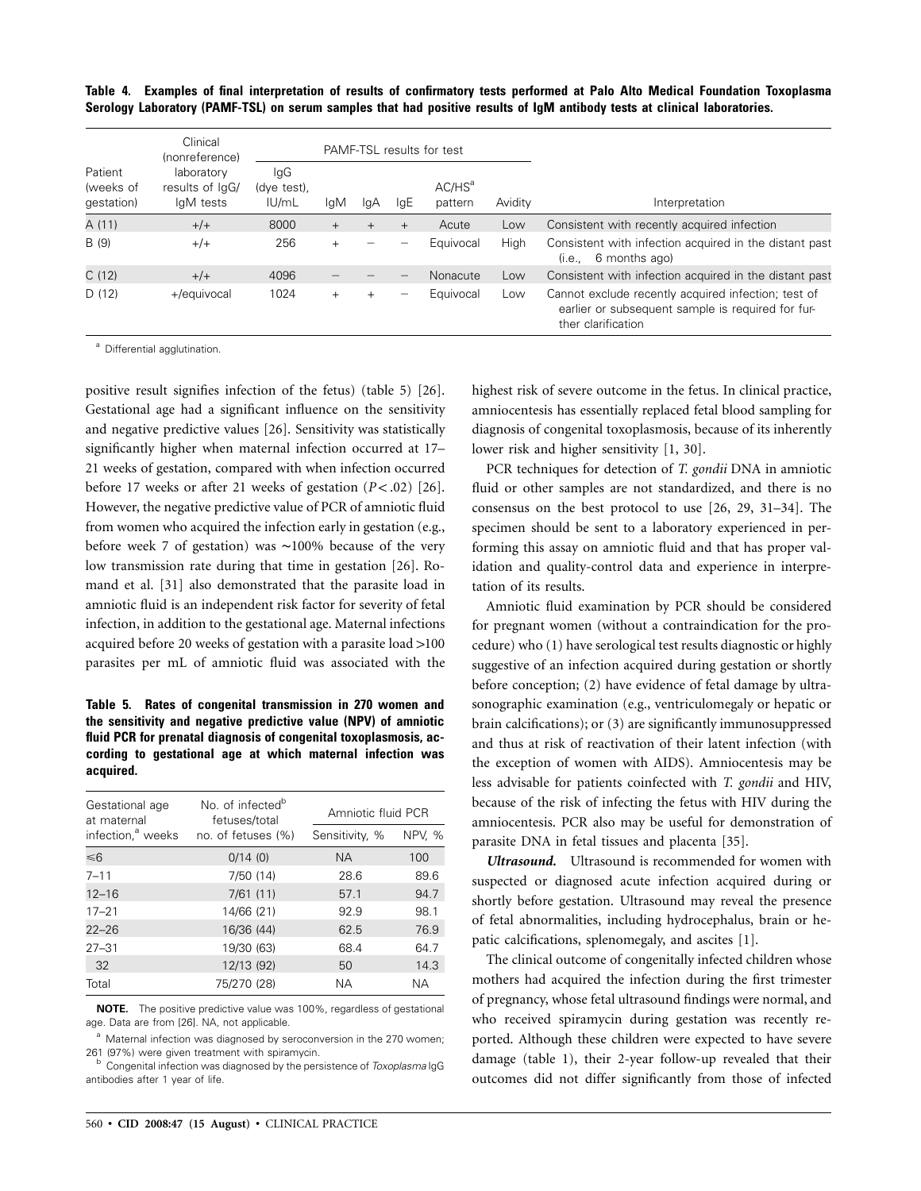**Table 4. Examples of final interpretation of results of confirmatory tests performed at Palo Alto Medical Foundation Toxoplasma Serology Laboratory (PAMF-TSL) on serum samples that had positive results of IgM antibody tests at clinical laboratories.**

| Patient (weeks of gestation) | Clinical (nonreference) laboratory results of IgG/ IgM tests | PAMF-TSL results for test | | | | | | Interpretation |
|---|---|---|---|---|---|---|---|---|
| | | IgG (dye test), IU/mL | IgM | IgA | IgE | AC/HS[a] pattern | Avidity | |
| A (11) | +/+ | 8000 | + | + | + | Acute | Low | Consistent with recently acquired infection |
| B (9) | +/+ | 256 | + | – | – | Equivocal | High | Consistent with infection acquired in the distant past (i.e., 6 months ago) |
| C (12) | +/+ | 4096 | – | – | – | Nonacute | Low | Consistent with infection acquired in the distant past |
| D (12) | +/equivocal | 1024 | + | + | – | Equivocal | Low | Cannot exclude recently acquired infection; test of earlier or subsequent sample is required for further clarification |

[a] Differential agglutination.

positive result signifies infection of the fetus) (table 5) [26]. Gestational age had a significant influence on the sensitivity and negative predictive values [26]. Sensitivity was statistically significantly higher when maternal infection occurred at 17–21 weeks of gestation, compared with when infection occurred before 17 weeks or after 21 weeks of gestation ($P<.02$) [26]. However, the negative predictive value of PCR of amniotic fluid from women who acquired the infection early in gestation (e.g., before week 7 of gestation) was ∼100% because of the very low transmission rate during that time in gestation [26]. Romand et al. [31] also demonstrated that the parasite load in amniotic fluid is an independent risk factor for severity of fetal infection, in addition to the gestational age. Maternal infections acquired before 20 weeks of gestation with a parasite load >100 parasites per mL of amniotic fluid was associated with the highest risk of severe outcome in the fetus. In clinical practice, amniocentesis has essentially replaced fetal blood sampling for diagnosis of congenital toxoplasmosis, because of its inherently lower risk and higher sensitivity [1, 30].

**Table 5. Rates of congenital transmission in 270 women and the sensitivity and negative predictive value (NPV) of amniotic fluid PCR for prenatal diagnosis of congenital toxoplasmosis, according to gestational age at which maternal infection was acquired.**

| Gestational age at maternal infection,[a] weeks | No. of infected[b] fetuses/total no. of fetuses (%) | Amniotic fluid PCR | |
|---|---|---|---|
| | | Sensitivity, % | NPV, % |
| ≤6 | 0/14 (0) | NA | 100 |
| 7–11 | 7/50 (14) | 28.6 | 89.6 |
| 12–16 | 7/61 (11) | 57.1 | 94.7 |
| 17–21 | 14/66 (21) | 92.9 | 98.1 |
| 22–26 | 16/36 (44) | 62.5 | 76.9 |
| 27–31 | 19/30 (63) | 68.4 | 64.7 |
| 32 | 12/13 (92) | 50 | 14.3 |
| Total | 75/270 (28) | NA | NA |

**NOTE.** The positive predictive value was 100%, regardless of gestational age. Data are from [26]. NA, not applicable.

[a] Maternal infection was diagnosed by seroconversion in the 270 women; 261 (97%) were given treatment with spiramycin.

[b] Congenital infection was diagnosed by the persistence of *Toxoplasma* IgG antibodies after 1 year of life.

PCR techniques for detection of *T. gondii* DNA in amniotic fluid or other samples are not standardized, and there is no consensus on the best protocol to use [26, 29, 31–34]. The specimen should be sent to a laboratory experienced in performing this assay on amniotic fluid and that has proper validation and quality-control data and experience in interpretation of its results.

Amniotic fluid examination by PCR should be considered for pregnant women (without a contraindication for the procedure) who (1) have serological test results diagnostic or highly suggestive of an infection acquired during gestation or shortly before conception; (2) have evidence of fetal damage by ultrasonographic examination (e.g., ventriculomegaly or hepatic or brain calcifications); or (3) are significantly immunosuppressed and thus at risk of reactivation of their latent infection (with the exception of women with AIDS). Amniocentesis may be less advisable for patients coinfected with *T. gondii* and HIV, because of the risk of infecting the fetus with HIV during the amniocentesis. PCR also may be useful for demonstration of parasite DNA in fetal tissues and placenta [35].

***Ultrasound.*** Ultrasound is recommended for women with suspected or diagnosed acute infection acquired during or shortly before gestation. Ultrasound may reveal the presence of fetal abnormalities, including hydrocephalus, brain or hepatic calcifications, splenomegaly, and ascites [1].

The clinical outcome of congenitally infected children whose mothers had acquired the infection during the first trimester of pregnancy, whose fetal ultrasound findings were normal, and who received spiramycin during gestation was recently reported. Although these children were expected to have severe damage (table 1), their 2-year follow-up revealed that their outcomes did not differ significantly from those of infected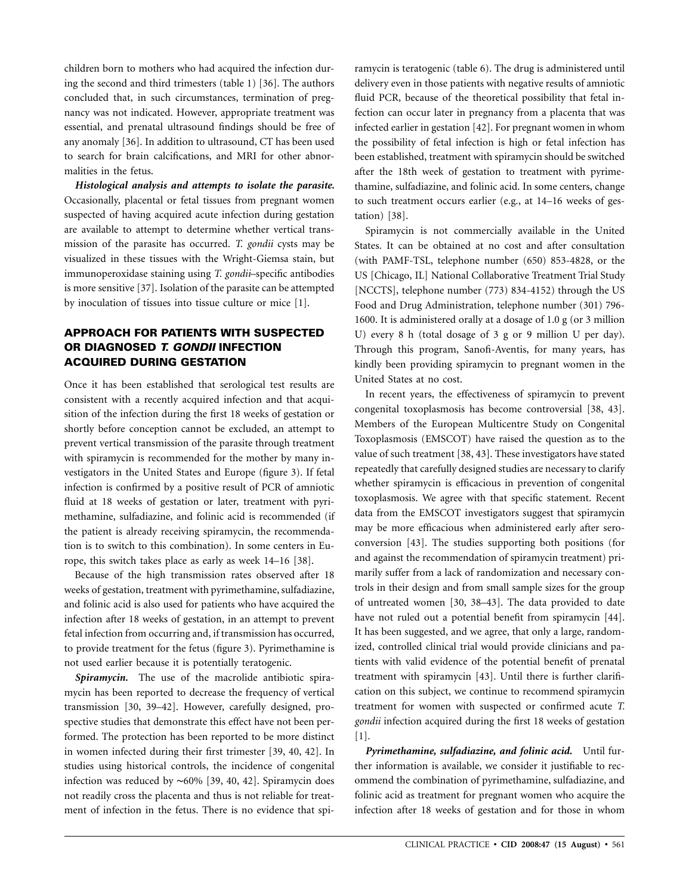children born to mothers who had acquired the infection during the second and third trimesters (table 1) [36]. The authors concluded that, in such circumstances, termination of pregnancy was not indicated. However, appropriate treatment was essential, and prenatal ultrasound findings should be free of any anomaly [36]. In addition to ultrasound, CT has been used to search for brain calcifications, and MRI for other abnormalities in the fetus.

***Histological analysis and attempts to isolate the parasite.*** Occasionally, placental or fetal tissues from pregnant women suspected of having acquired acute infection during gestation are available to attempt to determine whether vertical transmission of the parasite has occurred. *T. gondii* cysts may be visualized in these tissues with the Wright-Giemsa stain, but immunoperoxidase staining using *T. gondii*–specific antibodies is more sensitive [37]. Isolation of the parasite can be attempted by inoculation of tissues into tissue culture or mice [1].

## APPROACH FOR PATIENTS WITH SUSPECTED OR DIAGNOSED *T. GONDII* INFECTION ACQUIRED DURING GESTATION

Once it has been established that serological test results are consistent with a recently acquired infection and that acquisition of the infection during the first 18 weeks of gestation or shortly before conception cannot be excluded, an attempt to prevent vertical transmission of the parasite through treatment with spiramycin is recommended for the mother by many investigators in the United States and Europe (figure 3). If fetal infection is confirmed by a positive result of PCR of amniotic fluid at 18 weeks of gestation or later, treatment with pyrimethamine, sulfadiazine, and folinic acid is recommended (if the patient is already receiving spiramycin, the recommendation is to switch to this combination). In some centers in Europe, this switch takes place as early as week 14–16 [38].

Because of the high transmission rates observed after 18 weeks of gestation, treatment with pyrimethamine, sulfadiazine, and folinic acid is also used for patients who have acquired the infection after 18 weeks of gestation, in an attempt to prevent fetal infection from occurring and, if transmission has occurred, to provide treatment for the fetus (figure 3). Pyrimethamine is not used earlier because it is potentially teratogenic.

***Spiramycin.*** The use of the macrolide antibiotic spiramycin has been reported to decrease the frequency of vertical transmission [30, 39–42]. However, carefully designed, prospective studies that demonstrate this effect have not been performed. The protection has been reported to be more distinct in women infected during their first trimester [39, 40, 42]. In studies using historical controls, the incidence of congenital infection was reduced by ∼60% [39, 40, 42]. Spiramycin does not readily cross the placenta and thus is not reliable for treatment of infection in the fetus. There is no evidence that spiramycin is teratogenic (table 6). The drug is administered until delivery even in those patients with negative results of amniotic fluid PCR, because of the theoretical possibility that fetal infection can occur later in pregnancy from a placenta that was infected earlier in gestation [42]. For pregnant women in whom the possibility of fetal infection is high or fetal infection has been established, treatment with spiramycin should be switched after the 18th week of gestation to treatment with pyrimethamine, sulfadiazine, and folinic acid. In some centers, change to such treatment occurs earlier (e.g., at 14–16 weeks of gestation) [38].

Spiramycin is not commercially available in the United States. It can be obtained at no cost and after consultation (with PAMF-TSL, telephone number (650) 853-4828, or the US [Chicago, IL] National Collaborative Treatment Trial Study [NCCTS], telephone number (773) 834-4152) through the US Food and Drug Administration, telephone number (301) 796-1600. It is administered orally at a dosage of 1.0 g (or 3 million U) every 8 h (total dosage of 3 g or 9 million U per day). Through this program, Sanofi-Aventis, for many years, has kindly been providing spiramycin to pregnant women in the United States at no cost.

In recent years, the effectiveness of spiramycin to prevent congenital toxoplasmosis has become controversial [38, 43]. Members of the European Multicentre Study on Congenital Toxoplasmosis (EMSCOT) have raised the question as to the value of such treatment [38, 43]. These investigators have stated repeatedly that carefully designed studies are necessary to clarify whether spiramycin is efficacious in prevention of congenital toxoplasmosis. We agree with that specific statement. Recent data from the EMSCOT investigators suggest that spiramycin may be more efficacious when administered early after seroconversion [43]. The studies supporting both positions (for and against the recommendation of spiramycin treatment) primarily suffer from a lack of randomization and necessary controls in their design and from small sample sizes for the group of untreated women [30, 38–43]. The data provided to date have not ruled out a potential benefit from spiramycin [44]. It has been suggested, and we agree, that only a large, randomized, controlled clinical trial would provide clinicians and patients with valid evidence of the potential benefit of prenatal treatment with spiramycin [43]. Until there is further clarification on this subject, we continue to recommend spiramycin treatment for women with suspected or confirmed acute *T. gondii* infection acquired during the first 18 weeks of gestation [1].

***Pyrimethamine, sulfadiazine, and folinic acid.*** Until further information is available, we consider it justifiable to recommend the combination of pyrimethamine, sulfadiazine, and folinic acid as treatment for pregnant women who acquire the infection after 18 weeks of gestation and for those in whom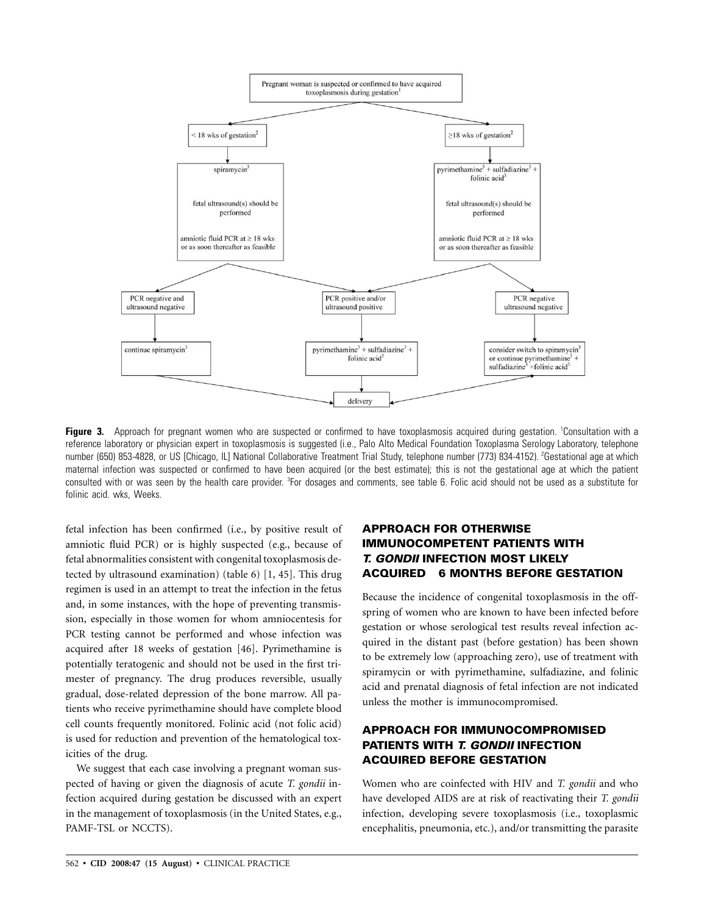Pregnant woman is suspected or confirmed to have acquired toxoplasmosis during gestation[1]

< 18 wks of gestation[2]

spiramycin[3]

fetal ultrasound(s) should be performed

amniotic fluid PCR at ≥ 18 wks or as soon thereafter as feasible

≥18 wks of gestation[2]

pyrimethamine[3] + sulfadiazine[3] + folinic acid[3]

fetal ultrasound(s) should be performed

amniotic fluid PCR at ≥ 18 wks or as soon thereafter as feasible

PCR negative and ultrasound negative

continue spiramycin[3]

PCR positive and/or ultrasound positive

pyrimethamine[3] + sulfadiazine[3] + folinic acid[3]

PCR negative ultrasound negative

consider switch to spiramycin[3] or continue pyrimethamine[3] + sulfadiazine[3] +folinic acid[3]

delivery

**Figure 3.** Approach for pregnant women who are suspected or confirmed to have toxoplasmosis acquired during gestation. [1]Consultation with a reference laboratory or physician expert in toxoplasmosis is suggested (i.e., Palo Alto Medical Foundation Toxoplasma Serology Laboratory, telephone number (650) 853-4828, or US [Chicago, IL] National Collaborative Treatment Trial Study, telephone number (773) 834-4152). [2]Gestational age at which maternal infection was suspected or confirmed to have been acquired (or the best estimate); this is not the gestational age at which the patient consulted with or was seen by the health care provider. [3]For dosages and comments, see table 6. Folic acid should not be used as a substitute for folinic acid. wks, Weeks.

fetal infection has been confirmed (i.e., by positive result of amniotic fluid PCR) or is highly suspected (e.g., because of fetal abnormalities consistent with congenital toxoplasmosis detected by ultrasound examination) (table 6) [1, 45]. This drug regimen is used in an attempt to treat the infection in the fetus and, in some instances, with the hope of preventing transmission, especially in those women for whom amniocentesis for PCR testing cannot be performed and whose infection was acquired after 18 weeks of gestation [46]. Pyrimethamine is potentially teratogenic and should not be used in the first trimester of pregnancy. The drug produces reversible, usually gradual, dose-related depression of the bone marrow. All patients who receive pyrimethamine should have complete blood cell counts frequently monitored. Folinic acid (not folic acid) is used for reduction and prevention of the hematological toxicities of the drug.

We suggest that each case involving a pregnant woman suspected of having or given the diagnosis of acute *T. gondii* infection acquired during gestation be discussed with an expert in the management of toxoplasmosis (in the United States, e.g., PAMF-TSL or NCCTS).

## APPROACH FOR OTHERWISE IMMUNOCOMPETENT PATIENTS WITH *T. GONDII* INFECTION MOST LIKELY ACQUIRED 6 MONTHS BEFORE GESTATION

Because the incidence of congenital toxoplasmosis in the offspring of women who are known to have been infected before gestation or whose serological test results reveal infection acquired in the distant past (before gestation) has been shown to be extremely low (approaching zero), use of treatment with spiramycin or with pyrimethamine, sulfadiazine, and folinic acid and prenatal diagnosis of fetal infection are not indicated unless the mother is immunocompromised.

## APPROACH FOR IMMUNOCOMPROMISED PATIENTS WITH *T. GONDII* INFECTION ACQUIRED BEFORE GESTATION

Women who are coinfected with HIV and *T. gondii* and who have developed AIDS are at risk of reactivating their *T. gondii* infection, developing severe toxoplasmosis (i.e., toxoplasmic encephalitis, pneumonia, etc.), and/or transmitting the parasite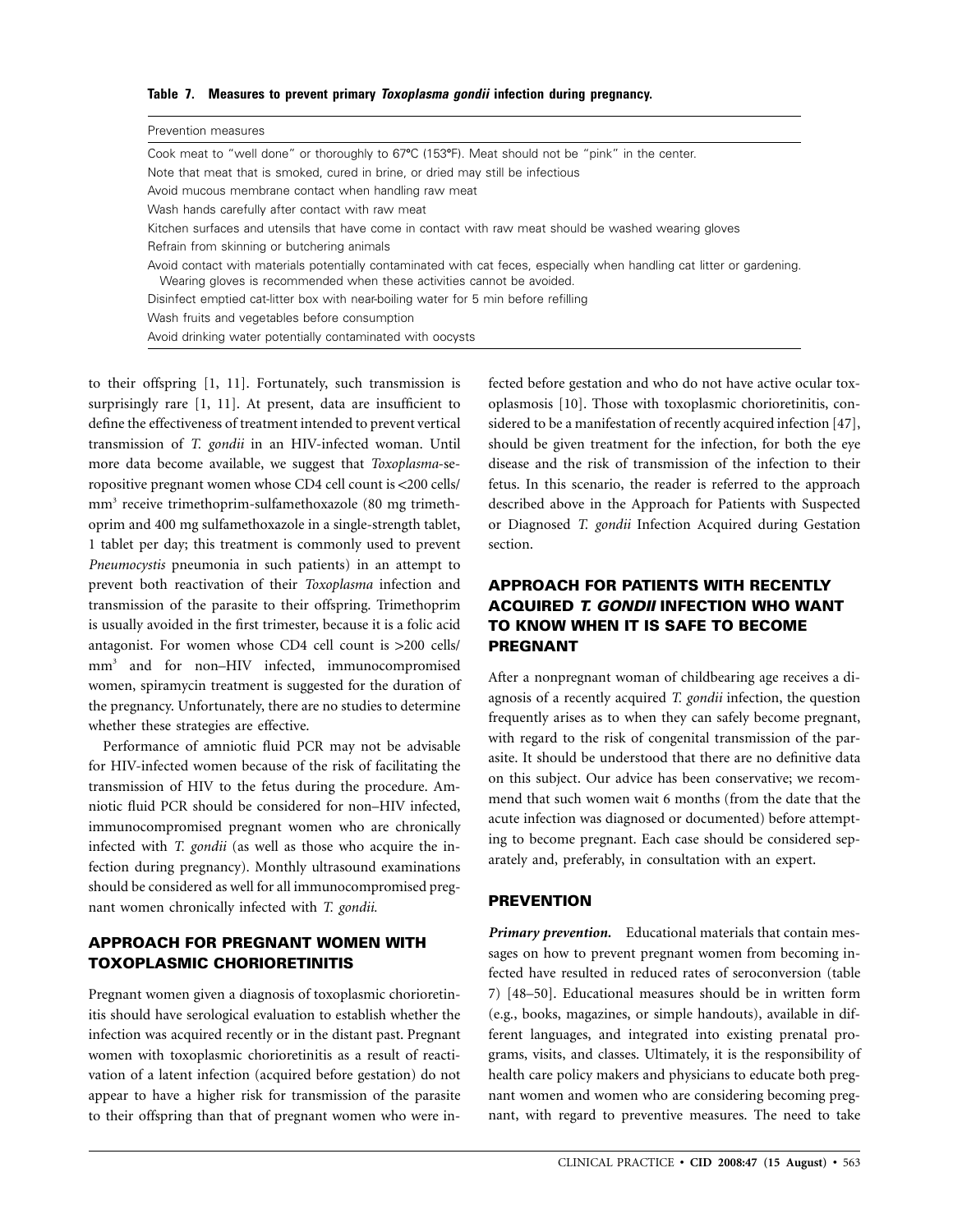**Table 7. Measures to prevent primary *Toxoplasma gondii* infection during pregnancy.**

| Prevention measures |
|---|
| Cook meat to "well done" or thoroughly to 67°C (153°F). Meat should not be "pink" in the center. |
| Note that meat that is smoked, cured in brine, or dried may still be infectious |
| Avoid mucous membrane contact when handling raw meat |
| Wash hands carefully after contact with raw meat |
| Kitchen surfaces and utensils that have come in contact with raw meat should be washed wearing gloves |
| Refrain from skinning or butchering animals |
| Avoid contact with materials potentially contaminated with cat feces, especially when handling cat litter or gardening. Wearing gloves is recommended when these activities cannot be avoided. |
| Disinfect emptied cat-litter box with near-boiling water for 5 min before refilling |
| Wash fruits and vegetables before consumption |
| Avoid drinking water potentially contaminated with oocysts |

to their offspring [1, 11]. Fortunately, such transmission is surprisingly rare [1, 11]. At present, data are insufficient to define the effectiveness of treatment intended to prevent vertical transmission of *T. gondii* in an HIV-infected woman. Until more data become available, we suggest that *Toxoplasma*-seropositive pregnant women whose CD4 cell count is <200 cells/mm$^3$ receive trimethoprim-sulfamethoxazole (80 mg trimethoprim and 400 mg sulfamethoxazole in a single-strength tablet, 1 tablet per day; this treatment is commonly used to prevent *Pneumocystis* pneumonia in such patients) in an attempt to prevent both reactivation of their *Toxoplasma* infection and transmission of the parasite to their offspring. Trimethoprim is usually avoided in the first trimester, because it is a folic acid antagonist. For women whose CD4 cell count is >200 cells/mm$^3$ and for non–HIV infected, immunocompromised women, spiramycin treatment is suggested for the duration of the pregnancy. Unfortunately, there are no studies to determine whether these strategies are effective.

Performance of amniotic fluid PCR may not be advisable for HIV-infected women because of the risk of facilitating the transmission of HIV to the fetus during the procedure. Amniotic fluid PCR should be considered for non–HIV infected, immunocompromised pregnant women who are chronically infected with *T. gondii* (as well as those who acquire the infection during pregnancy). Monthly ultrasound examinations should be considered as well for all immunocompromised pregnant women chronically infected with *T. gondii.*

## APPROACH FOR PREGNANT WOMEN WITH TOXOPLASMIC CHORIORETINITIS

Pregnant women given a diagnosis of toxoplasmic chorioretinitis should have serological evaluation to establish whether the infection was acquired recently or in the distant past. Pregnant women with toxoplasmic chorioretinitis as a result of reactivation of a latent infection (acquired before gestation) do not appear to have a higher risk for transmission of the parasite to their offspring than that of pregnant women who were infected before gestation and who do not have active ocular toxoplasmosis [10]. Those with toxoplasmic chorioretinitis, considered to be a manifestation of recently acquired infection [47], should be given treatment for the infection, for both the eye disease and the risk of transmission of the infection to their fetus. In this scenario, the reader is referred to the approach described above in the Approach for Patients with Suspected or Diagnosed *T. gondii* Infection Acquired during Gestation section.

## APPROACH FOR PATIENTS WITH RECENTLY ACQUIRED *T. GONDII* INFECTION WHO WANT TO KNOW WHEN IT IS SAFE TO BECOME PREGNANT

After a nonpregnant woman of childbearing age receives a diagnosis of a recently acquired *T. gondii* infection, the question frequently arises as to when they can safely become pregnant, with regard to the risk of congenital transmission of the parasite. It should be understood that there are no definitive data on this subject. Our advice has been conservative; we recommend that such women wait 6 months (from the date that the acute infection was diagnosed or documented) before attempting to become pregnant. Each case should be considered separately and, preferably, in consultation with an expert.

## PREVENTION

***Primary prevention.*** Educational materials that contain messages on how to prevent pregnant women from becoming infected have resulted in reduced rates of seroconversion (table 7) [48–50]. Educational measures should be in written form (e.g., books, magazines, or simple handouts), available in different languages, and integrated into existing prenatal programs, visits, and classes. Ultimately, it is the responsibility of health care policy makers and physicians to educate both pregnant women and women who are considering becoming pregnant, with regard to preventive measures. The need to take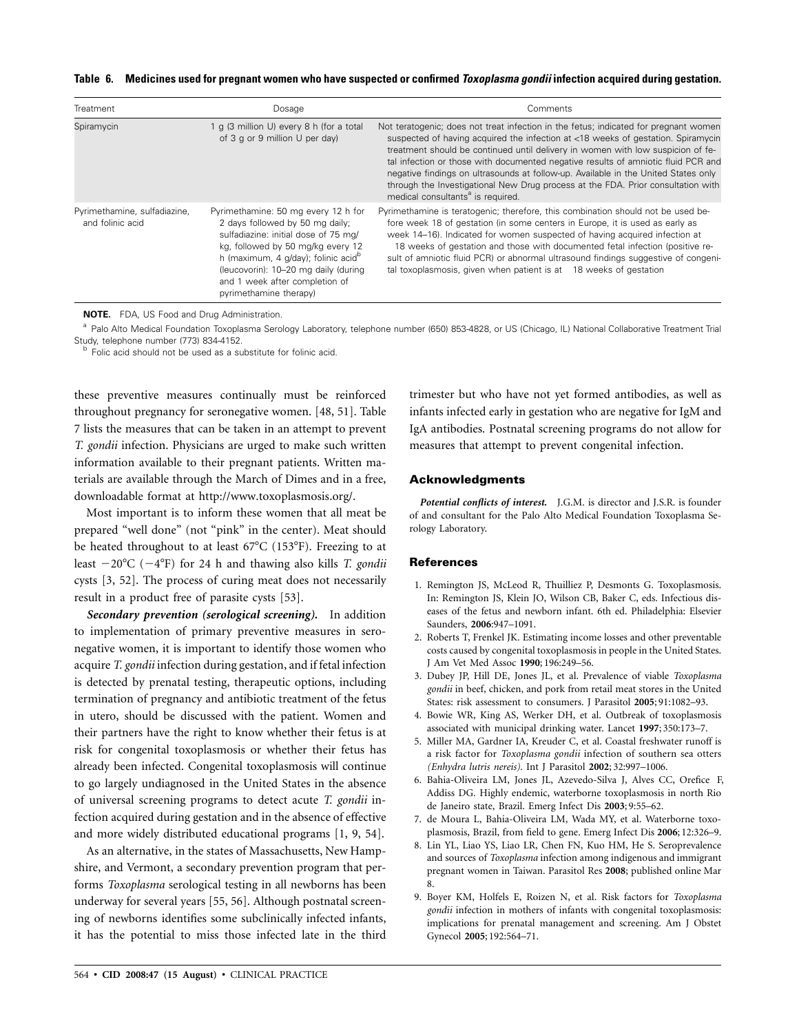**Table 6. Medicines used for pregnant women who have suspected or confirmed *Toxoplasma gondii* infection acquired during gestation.**

| Treatment | Dosage | Comments |
|---|---|---|
| Spiramycin | 1 g (3 million U) every 8 h (for a total of 3 g or 9 million U per day) | Not teratogenic; does not treat infection in the fetus; indicated for pregnant women suspected of having acquired the infection at <18 weeks of gestation. Spiramycin treatment should be continued until delivery in women with low suspicion of fetal infection or those with documented negative results of amniotic fluid PCR and negative findings on ultrasounds at follow-up. Available in the United States only through the Investigational New Drug process at the FDA. Prior consultation with medical consultants[a] is required. |
| Pyrimethamine, sulfadiazine, and folinic acid | Pyrimethamine: 50 mg every 12 h for 2 days followed by 50 mg daily; sulfadiazine: initial dose of 75 mg/kg, followed by 50 mg/kg every 12 h (maximum, 4 g/day); folinic acid[b] (leucovorin): 10–20 mg daily (during and 1 week after completion of pyrimethamine therapy) | Pyrimethamine is teratogenic; therefore, this combination should not be used before week 18 of gestation (in some centers in Europe, it is used as early as week 14–16). Indicated for women suspected of having acquired infection at 18 weeks of gestation and those with documented fetal infection (positive result of amniotic fluid PCR) or abnormal ultrasound findings suggestive of congenital toxoplasmosis, given when patient is at 18 weeks of gestation |

**NOTE.** FDA, US Food and Drug Administration.

[a] Palo Alto Medical Foundation Toxoplasma Serology Laboratory, telephone number (650) 853-4828, or US (Chicago, IL) National Collaborative Treatment Trial Study, telephone number (773) 834-4152.

[b] Folic acid should not be used as a substitute for folinic acid.

these preventive measures continually must be reinforced throughout pregnancy for seronegative women. [48, 51]. Table 7 lists the measures that can be taken in an attempt to prevent *T. gondii* infection. Physicians are urged to make such written information available to their pregnant patients. Written materials are available through the March of Dimes and in a free, downloadable format at http://www.toxoplasmosis.org/.

Most important is to inform these women that all meat be prepared "well done" (not "pink" in the center). Meat should be heated throughout to at least 67°C (153°F). Freezing to at least −20°C (−4°F) for 24 h and thawing also kills *T. gondii* cysts [3, 52]. The process of curing meat does not necessarily result in a product free of parasite cysts [53].

***Secondary prevention (serological screening).*** In addition to implementation of primary preventive measures in seronegative women, it is important to identify those women who acquire *T. gondii* infection during gestation, and if fetal infection is detected by prenatal testing, therapeutic options, including termination of pregnancy and antibiotic treatment of the fetus in utero, should be discussed with the patient. Women and their partners have the right to know whether their fetus is at risk for congenital toxoplasmosis or whether their fetus has already been infected. Congenital toxoplasmosis will continue to go largely undiagnosed in the United States in the absence of universal screening programs to detect acute *T. gondii* infection acquired during gestation and in the absence of effective and more widely distributed educational programs [1, 9, 54].

As an alternative, in the states of Massachusetts, New Hampshire, and Vermont, a secondary prevention program that performs *Toxoplasma* serological testing in all newborns has been underway for several years [55, 56]. Although postnatal screening of newborns identifies some subclinically infected infants, it has the potential to miss those infected late in the third trimester but who have not yet formed antibodies, as well as infants infected early in gestation who are negative for IgM and IgA antibodies. Postnatal screening programs do not allow for measures that attempt to prevent congenital infection.

## Acknowledgments

***Potential conflicts of interest.*** J.G.M. is director and J.S.R. is founder of and consultant for the Palo Alto Medical Foundation Toxoplasma Serology Laboratory.

## References

1. Remington JS, McLeod R, Thuilliez P, Desmonts G. Toxoplasmosis. In: Remington JS, Klein JO, Wilson CB, Baker C, eds. Infectious diseases of the fetus and newborn infant. 6th ed. Philadelphia: Elsevier Saunders, **2006**:947–1091.
2. Roberts T, Frenkel JK. Estimating income losses and other preventable costs caused by congenital toxoplasmosis in people in the United States. J Am Vet Med Assoc **1990**; 196:249–56.
3. Dubey JP, Hill DE, Jones JL, et al. Prevalence of viable *Toxoplasma gondii* in beef, chicken, and pork from retail meat stores in the United States: risk assessment to consumers. J Parasitol **2005**; 91:1082–93.
4. Bowie WR, King AS, Werker DH, et al. Outbreak of toxoplasmosis associated with municipal drinking water. Lancet **1997**; 350:173–7.
5. Miller MA, Gardner IA, Kreuder C, et al. Coastal freshwater runoff is a risk factor for *Toxoplasma gondii* infection of southern sea otters *(Enhydra lutris nereis)*. Int J Parasitol **2002**; 32:997–1006.
6. Bahia-Oliveira LM, Jones JL, Azevedo-Silva J, Alves CC, Orefice F, Addiss DG. Highly endemic, waterborne toxoplasmosis in north Rio de Janeiro state, Brazil. Emerg Infect Dis **2003**; 9:55–62.
7. de Moura L, Bahia-Oliveira LM, Wada MY, et al. Waterborne toxoplasmosis, Brazil, from field to gene. Emerg Infect Dis **2006**; 12:326–9.
8. Lin YL, Liao YS, Liao LR, Chen FN, Kuo HM, He S. Seroprevalence and sources of *Toxoplasma* infection among indigenous and immigrant pregnant women in Taiwan. Parasitol Res **2008**; published online Mar 8.
9. Boyer KM, Holfels E, Roizen N, et al. Risk factors for *Toxoplasma gondii* infection in mothers of infants with congenital toxoplasmosis: implications for prenatal management and screening. Am J Obstet Gynecol **2005**; 192:564–71.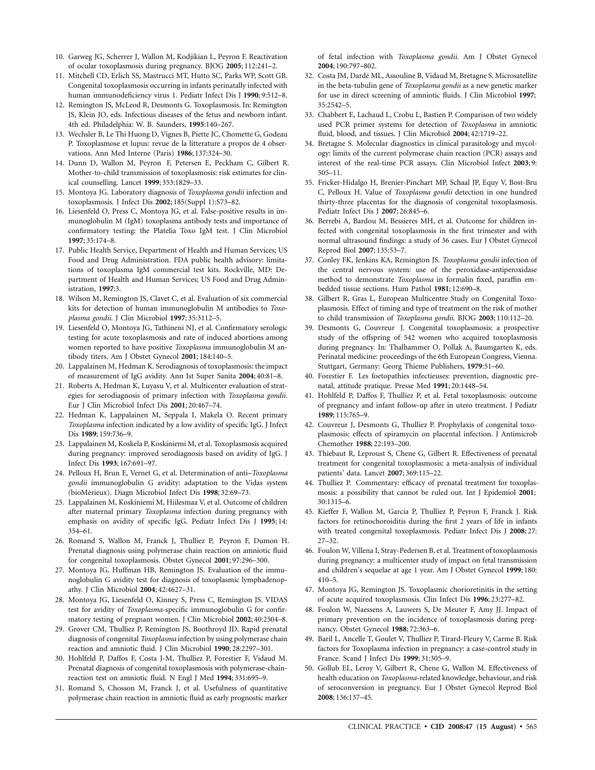10. Garweg JG, Scherrer J, Wallon M, Kodjikian L, Peyron F. Reactivation of ocular toxoplasmosis during pregnancy. BJOG **2005**; 112:241–2.
11. Mitchell CD, Erlich SS, Mastrucci MT, Hutto SC, Parks WP, Scott GB. Congenital toxoplasmosis occurring in infants perinatally infected with human immunodeficiency virus 1. Pediatr Infect Dis J **1990**; 9:512–8.
12. Remington JS, McLeod R, Desmonts G. Toxoplasmosis. In: Remington JS, Klein JO, eds. Infectious diseases of the fetus and newborn infant. 4th ed. Philadelphia: W. B. Saunders, **1995**:140–267.
13. Wechsler B, Le Thi Huong D, Vignes B, Piette JC, Chomette G, Godeau P. Toxoplasmose et lupus: revue de la litterature a propos de 4 observations. Ann Med Interne (Paris) **1986**; 137:324–30.
14. Dunn D, Wallon M, Peyron F, Petersen E, Peckham C, Gilbert R. Mother-to-child transmission of toxoplasmosis: risk estimates for clinical counselling. Lancet **1999**; 353:1829–33.
15. Montoya JG. Laboratory diagnosis of *Toxoplasma gondii* infection and toxoplasmosis. J Infect Dis **2002**; 185(Suppl 1):S73–82.
16. Liesenfeld O, Press C, Montoya JG, et al. False-positive results in immunoglobulin M (IgM) toxoplasma antibody tests and importance of confirmatory testing: the Platelia Toxo IgM test. J Clin Microbiol **1997**; 35:174–8.
17. Public Health Service, Department of Health and Human Services; US Food and Drug Administration. FDA public health advisory: limitations of toxoplasma IgM commercial test kits. Rockville, MD: Department of Health and Human Services; US Food and Drug Administration, **1997**:3.
18. Wilson M, Remington JS, Clavet C, et al. Evaluation of six commercial kits for detection of human immunoglobulin M antibodies to *Toxoplasma gondii.* J Clin Microbiol **1997**; 35:3112–5.
19. Liesenfeld O, Montoya JG, Tathineni NJ, et al. Confirmatory serologic testing for acute toxoplasmosis and rate of induced abortions among women reported to have positive *Toxoplasma* immunoglobulin M antibody titers. Am J Obstet Gynecol **2001**; 184:140–5.
20. Lappalainen M, Hedman K. Serodiagnosis of toxoplasmosis: the impact of measurement of IgG avidity. Ann Ist Super Sanita **2004**; 40:81–8.
21. Roberts A, Hedman K, Luyasu V, et al. Multicenter evaluation of strategies for serodiagnosis of primary infection with *Toxoplasma gondii.* Eur J Clin Microbiol Infect Dis **2001**; 20:467–74.
22. Hedman K, Lappalainen M, Seppala I, Makela O. Recent primary *Toxoplasma* infection indicated by a low avidity of specific IgG. J Infect Dis **1989**; 159:736–9.
23. Lappalainen M, Koskela P, Koskiniemi M, et al. Toxoplasmosis acquired during pregnancy: improved serodiagnosis based on avidity of IgG. J Infect Dis **1993**; 167:691–97.
24. Pelloux H, Brun E, Vernet G, et al. Determination of anti–*Toxoplasma gondii* immunoglobulin G avidity: adaptation to the Vidas system (bioMérieux). Diagn Microbiol Infect Dis **1998**; 32:69–73.
25. Lappalainen M, Koskiniemi M, Hiilesmaa V, et al. Outcome of children after maternal primary *Toxoplasma* infection during pregnancy with emphasis on avidity of specific IgG. Pediatr Infect Dis J **1995**; 14: 354–61.
26. Romand S, Wallon M, Franck J, Thulliez P, Peyron F, Dumon H. Prenatal diagnosis using polymerase chain reaction on amniotic fluid for congenital toxoplasmosis. Obstet Gynecol **2001**; 97:296–300.
27. Montoya JG, Huffman HB, Remington JS. Evaluation of the immunoglobulin G avidity test for diagnosis of toxoplasmic lymphadenopathy. J Clin Microbiol **2004**; 42:4627–31.
28. Montoya JG, Liesenfeld O, Kinney S, Press C, Remington JS. VIDAS test for avidity of *Toxoplasma*-specific immunoglobulin G for confirmatory testing of pregnant women. J Clin Microbiol **2002**; 40:2504–8.
29. Grover CM, Thulliez P, Remington JS, Boothroyd JD. Rapid prenatal diagnosis of congenital *Toxoplasma* infection by using polymerase chain reaction and amniotic fluid. J Clin Microbiol **1990**; 28:2297–301.
30. Hohlfeld P, Daffos F, Costa J-M, Thulliez P, Forestier F, Vidaud M. Prenatal diagnosis of congenital toxoplasmosis with polymerase-chain-reaction test on amniotic fluid. N Engl J Med **1994**; 331:695–9.
31. Romand S, Chosson M, Franck J, et al. Usefulness of quantitative polymerase chain reaction in amniotic fluid as early prognostic marker of fetal infection with *Toxoplasma gondii.* Am J Obstet Gynecol **2004**; 190:797–802.
32. Costa JM, Dardé ML, Assouline B, Vidaud M, Bretagne S. Microsatellite in the beta-tubulin gene of *Toxoplasma gondii* as a new genetic marker for use in direct screening of amniotic fluids. J Clin Microbiol **1997**; 35:2542–5.
33. Chabbert E, Lachaud L, Crobu L, Bastien P. Comparison of two widely used PCR primer systems for detection of *Toxoplasma* in amniotic fluid, blood, and tissues. J Clin Microbiol **2004**; 42:1719–22.
34. Bretagne S. Molecular diagnostics in clinical parasitology and mycology: limits of the current polymerase chain reaction (PCR) assays and interest of the real-time PCR assays. Clin Microbiol Infect **2003**; 9: 505–11.
35. Fricker-Hidalgo H, Brenier-Pinchart MP, Schaal JP, Equy V, Bost-Bru C, Pelloux H. Value of *Toxoplasma gondii* detection in one hundred thirty-three placentas for the diagnosis of congenital toxoplasmosis. Pediatr Infect Dis J **2007**; 26:845–6.
36. Berrebi A, Bardou M, Bessieres MH, et al. Outcome for children infected with congenital toxoplasmosis in the first trimester and with normal ultrasound findings: a study of 36 cases. Eur J Obstet Gynecol Reprod Biol **2007**; 135:53–7.
37. Conley FK, Jenkins KA, Remington JS. *Toxoplasma gondii* infection of the central nervous system: use of the peroxidase-antiperoxidase method to demonstrate *Toxoplasma* in formalin fixed, paraffin embedded tissue sections. Hum Pathol **1981**; 12:690–8.
38. Gilbert R, Gras L, European Multicentre Study on Congenital Toxoplasmosis. Effect of timing and type of treatment on the risk of mother to child transmission of *Toxoplasma gondii.* BJOG **2003**; 110:112–20.
39. Desmonts G, Couvreur J. Congenital toxoplasmosis: a prospective study of the offspring of 542 women who acquired toxoplasmosis during pregnancy. In: Thalhammer O, Pollak A, Baumgarten K, eds. Perinatal medicine: proceedings of the 6th European Congress, Vienna. Stuttgart, Germany: Georg Thieme Publishers, **1979**:51–60.
40. Forestier F. Les foetopathies infectieuses: prevention, diagnostic prenatal, attitude pratique. Presse Med **1991**; 20:1448–54.
41. Hohlfeld P, Daffos F, Thulliez P, et al. Fetal toxoplasmosis: outcome of pregnancy and infant follow-up after in utero treatment. J Pediatr **1989**; 115:765–9.
42. Couvreur J, Desmonts G, Thulliez P. Prophylaxis of congenital toxoplasmosis: effects of spiramycin on placental infection. J Antimicrob Chemother **1988**; 22:193–200.
43. Thiebaut R, Leproust S, Chene G, Gilbert R. Effectiveness of prenatal treatment for congenital toxoplasmosis: a meta-analysis of individual patients' data. Lancet **2007**; 369:115–22.
44. Thulliez P. Commentary: efficacy of prenatal treatment for toxoplasmosis: a possibility that cannot be ruled out. Int J Epidemiol **2001**; 30:1315–6.
45. Kieffer F, Wallon M, Garcia P, Thulliez P, Peyron F, Franck J. Risk factors for retinochoroiditis during the first 2 years of life in infants with treated congenital toxoplasmosis. Pediatr Infect Dis J **2008**; 27: 27–32.
46. Foulon W, Villena I, Stray-Pedersen B, et al. Treatment of toxoplasmosis during pregnancy: a multicenter study of impact on fetal transmission and children's sequelae at age 1 year. Am J Obstet Gynecol **1999**; 180: 410–5.
47. Montoya JG, Remington JS. Toxoplasmic chorioretinitis in the setting of acute acquired toxoplasmosis. Clin Infect Dis **1996**; 23:277–82.
48. Foulon W, Naessens A, Lauwers S, De Meuter F, Amy JJ. Impact of primary prevention on the incidence of toxoplasmosis during pregnancy. Obstet Gynecol **1988**; 72:363–6.
49. Baril L, Ancelle T, Goulet V, Thulliez P, Tirard-Fleury V, Carme B. Risk factors for Toxoplasma infection in pregnancy: a case-control study in France. Scand J Infect Dis **1999**; 31:305–9.
50. Gollub EL, Leroy V, Gilbert R, Chene G, Wallon M. Effectiveness of health education on *Toxoplasma*-related knowledge, behaviour, and risk of seroconversion in pregnancy. Eur J Obstet Gynecol Reprod Biol **2008**; 136:137–45.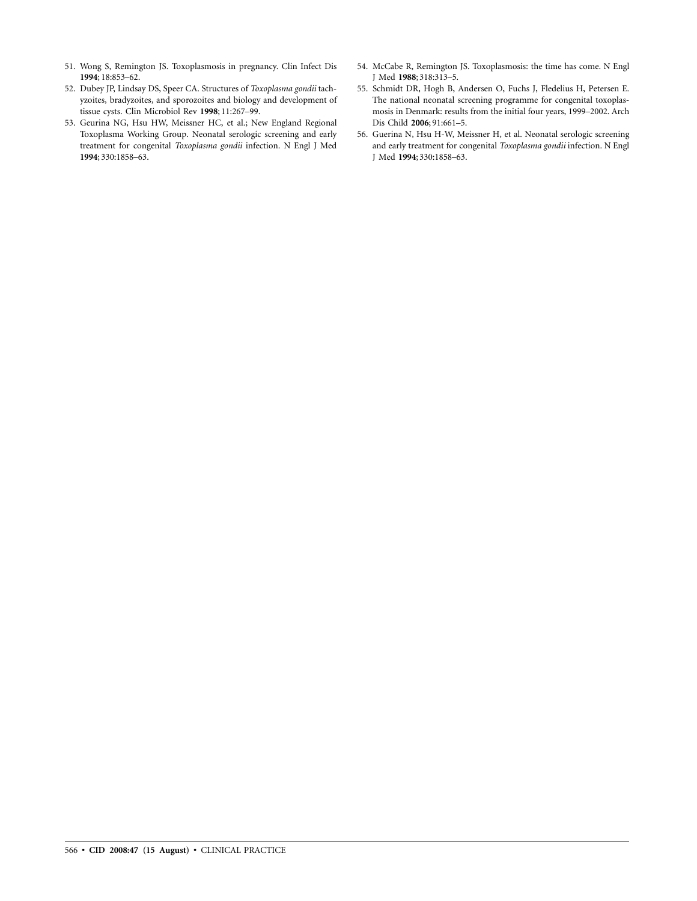51. Wong S, Remington JS. Toxoplasmosis in pregnancy. Clin Infect Dis **1994**; 18:853–62.
52. Dubey JP, Lindsay DS, Speer CA. Structures of *Toxoplasma gondii* tachyzoites, bradyzoites, and sporozoites and biology and development of tissue cysts. Clin Microbiol Rev **1998**; 11:267–99.
53. Geurina NG, Hsu HW, Meissner HC, et al.; New England Regional Toxoplasma Working Group. Neonatal serologic screening and early treatment for congenital *Toxoplasma gondii* infection. N Engl J Med **1994**; 330:1858–63.
54. McCabe R, Remington JS. Toxoplasmosis: the time has come. N Engl J Med **1988**; 318:313–5.
55. Schmidt DR, Hogh B, Andersen O, Fuchs J, Fledelius H, Petersen E. The national neonatal screening programme for congenital toxoplasmosis in Denmark: results from the initial four years, 1999–2002. Arch Dis Child **2006**; 91:661–5.
56. Guerina N, Hsu H-W, Meissner H, et al. Neonatal serologic screening and early treatment for congenital *Toxoplasma gondii* infection. N Engl J Med **1994**; 330:1858–63.